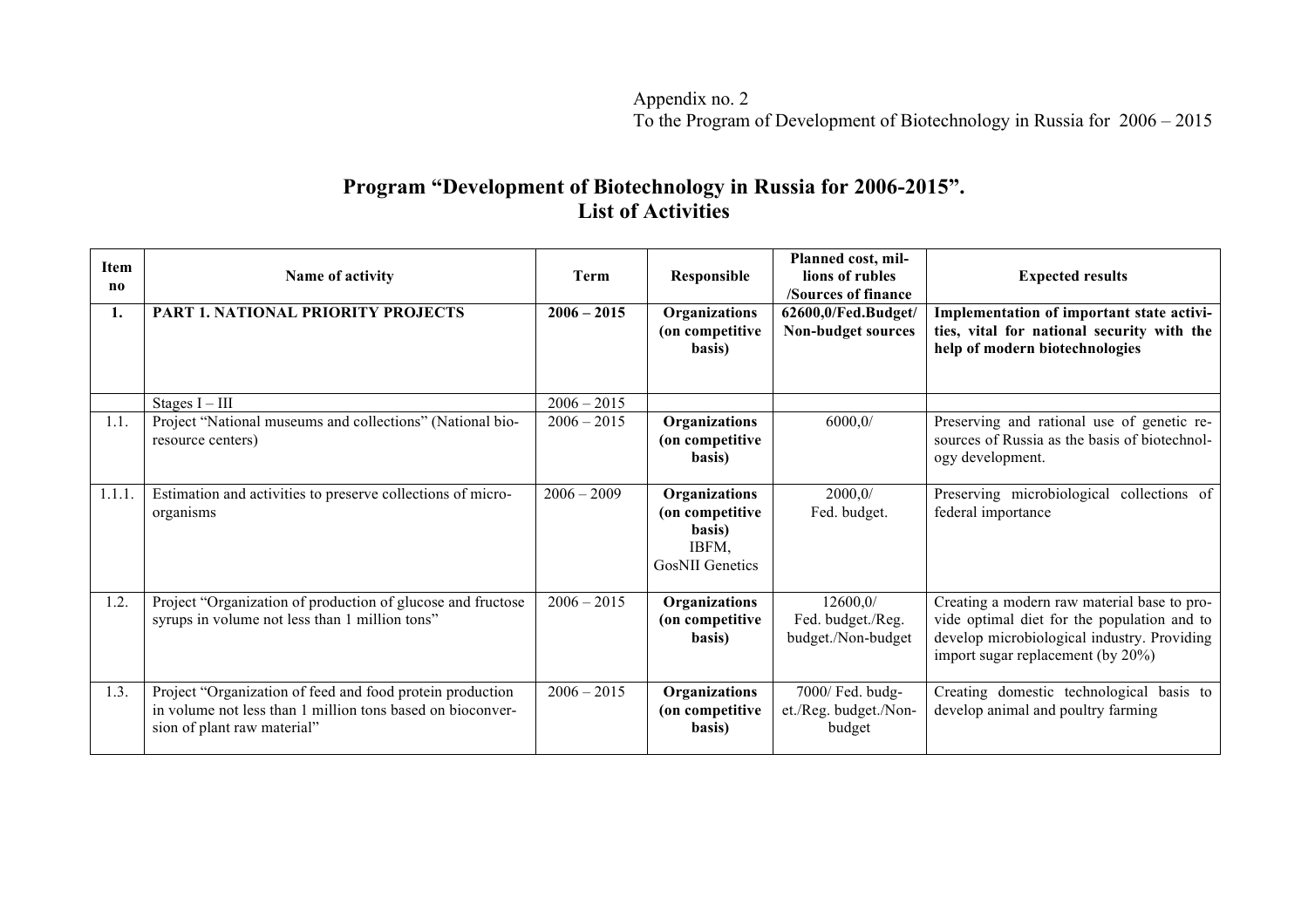Appendix no. 2
To the Program of Development of Biotechnology in Russia for 2006 – 2015

# Program "Development of Biotechnology in Russia for 2006-2015". List of Activities

| Item no | Name of activity | Term | Responsible | Planned cost, millions of rubles /Sources of finance | Expected results |
|---|---|---|---|---|---|
| **1.** | **PART 1. NATIONAL PRIORITY PROJECTS** | **2006 – 2015** | **Organizations (on competitive basis)** | **62600,0/Fed.Budget/ Non-budget sources** | **Implementation of important state activities, vital for national security with the help of modern biotechnologies** |
| | Stages I – III | 2006 – 2015 | | | |
| 1.1. | Project "National museums and collections" (National bioresource centers) | 2006 – 2015 | **Organizations (on competitive basis)** | 6000,0/ | Preserving and rational use of genetic resources of Russia as the basis of biotechnology development. |
| 1.1.1. | Estimation and activities to preserve collections of microorganisms | 2006 – 2009 | **Organizations (on competitive basis)** IBFM, GosNII Genetics | 2000,0/ Fed. budget. | Preserving microbiological collections of federal importance |
| 1.2. | Project "Organization of production of glucose and fructose syrups in volume not less than 1 million tons" | 2006 – 2015 | **Organizations (on competitive basis)** | 12600,0/ Fed. budget./Reg. budget./Non-budget | Creating a modern raw material base to provide optimal diet for the population and to develop microbiological industry. Providing import sugar replacement (by 20%) |
| 1.3. | Project "Organization of feed and food protein production in volume not less than 1 million tons based on bioconversion of plant raw material" | 2006 – 2015 | **Organizations (on competitive basis)** | 7000/ Fed. budget./Reg. budget./Non-budget | Creating domestic technological basis to develop animal and poultry farming |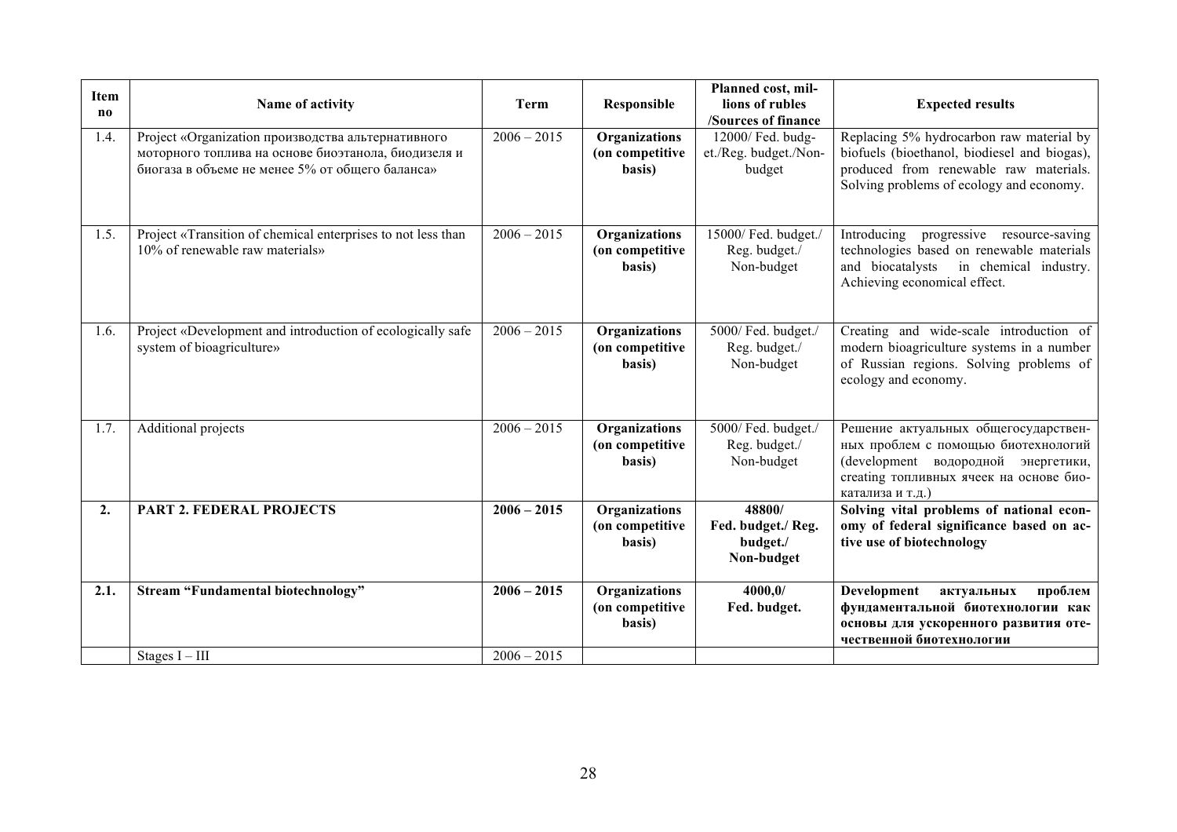| Item no | Name of activity | Term | Responsible | Planned cost, millions of rubles /Sources of finance | Expected results |
|---|---|---|---|---|---|
| 1.4. | Project «Organization производства альтернативного моторного топлива на основе биоэтанола, биодизеля и биогаза в объеме не менее 5% от общего баланса» | 2006 – 2015 | **Organizations (on competitive basis)** | 12000/ Fed. budget./Reg. budget./Non-budget | Replacing 5% hydrocarbon raw material by biofuels (bioethanol, biodiesel and biogas), produced from renewable raw materials. Solving problems of ecology and economy. |
| 1.5. | Project «Transition of chemical enterprises to not less than 10% of renewable raw materials» | 2006 – 2015 | **Organizations (on competitive basis)** | 15000/ Fed. budget./ Reg. budget./ Non-budget | Introducing progressive resource-saving technologies based on renewable materials and biocatalysts in chemical industry. Achieving economical effect. |
| 1.6. | Project «Development and introduction of ecologically safe system of bioagriculture» | 2006 – 2015 | **Organizations (on competitive basis)** | 5000/ Fed. budget./ Reg. budget./ Non-budget | Creating and wide-scale introduction of modern bioagriculture systems in a number of Russian regions. Solving problems of ecology and economy. |
| 1.7. | Additional projects | 2006 – 2015 | **Organizations (on competitive basis)** | 5000/ Fed. budget./ Reg. budget./ Non-budget | Решение актуальных общегосударственных проблем с помощью биотехнологий (development водородной энергетики, creating топливных ячеек на основе биокатализа и т.д.) |
| **2.** | **PART 2. FEDERAL PROJECTS** | **2006 – 2015** | **Organizations (on competitive basis)** | **48800/ Fed. budget./ Reg. budget./ Non-budget** | **Solving vital problems of national economy of federal significance based on active use of biotechnology** |
| **2.1.** | **Stream "Fundamental biotechnology"** | **2006 – 2015** | **Organizations (on competitive basis)** | **4000,0/ Fed. budget.** | **Development актуальных проблем фундаментальной биотехнологии как основы для ускоренного развития отечественной биотехнологии** |
| | Stages I – III | 2006 – 2015 | | | |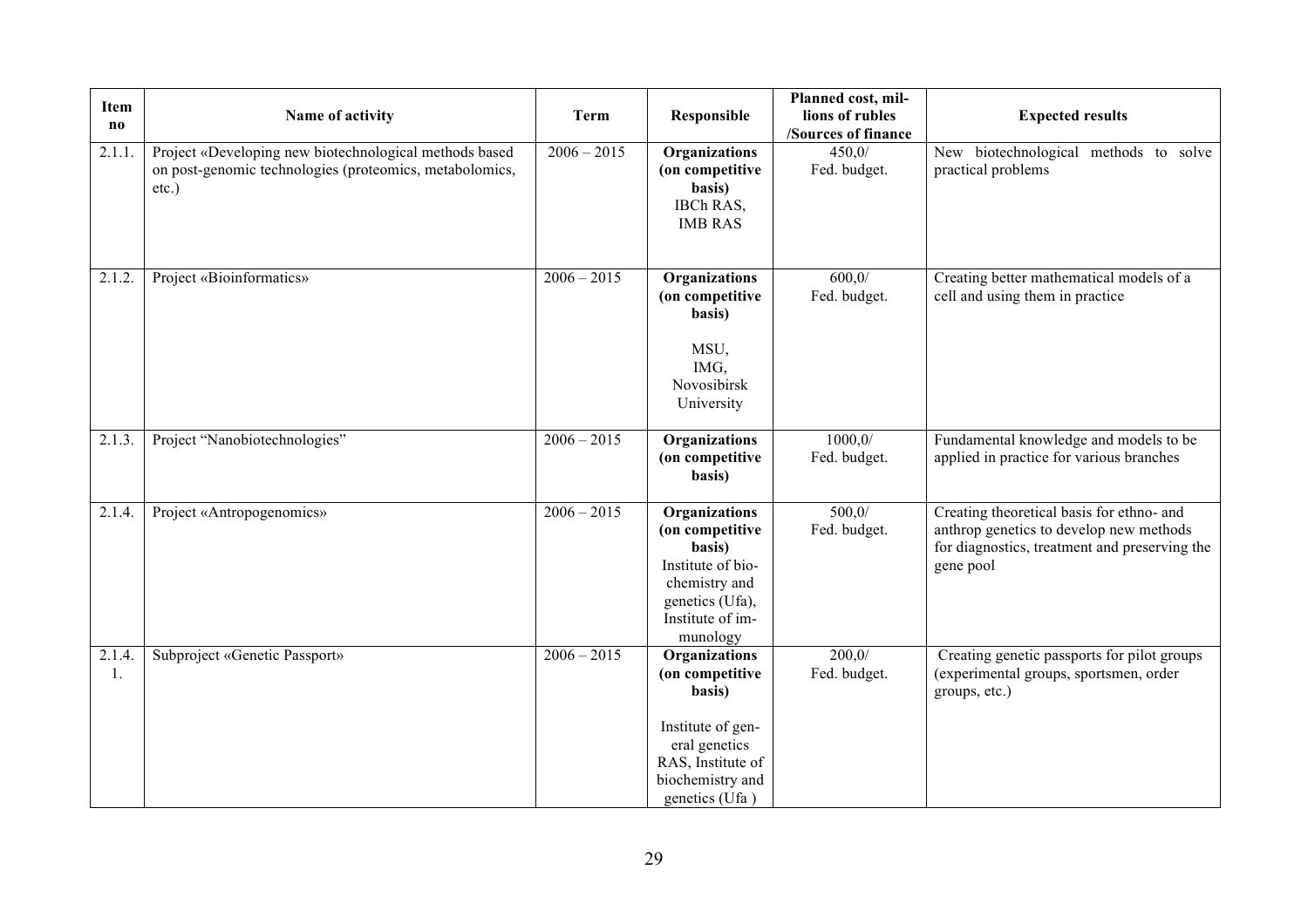| Item no | Name of activity | Term | Responsible | Planned cost, millions of rubles /Sources of finance | Expected results |
|---|---|---|---|---|---|
| 2.1.1. | Project «Developing new biotechnological methods based on post-genomic technologies (proteomics, metabolomics, etc.) | 2006 – 2015 | **Organizations (on competitive basis)** IBCh RAS, IMB RAS | 450,0/ Fed. budget. | New biotechnological methods to solve practical problems |
| 2.1.2. | Project «Bioinformatics» | 2006 – 2015 | **Organizations (on competitive basis)** MSU, IMG, Novosibirsk University | 600,0/ Fed. budget. | Creating better mathematical models of a cell and using them in practice |
| 2.1.3. | Project "Nanobiotechnologies" | 2006 – 2015 | **Organizations (on competitive basis)** | 1000,0/ Fed. budget. | Fundamental knowledge and models to be applied in practice for various branches |
| 2.1.4. | Project «Antropogenomics» | 2006 – 2015 | **Organizations (on competitive basis)** Institute of biochemistry and genetics (Ufa), Institute of immunology | 500,0/ Fed. budget. | Creating theoretical basis for ethno- and anthrop genetics to develop new methods for diagnostics, treatment and preserving the gene pool |
| 2.1.4.1. | Subproject «Genetic Passport» | 2006 – 2015 | **Organizations (on competitive basis)** Institute of general genetics RAS, Institute of biochemistry and genetics (Ufa ) | 200,0/ Fed. budget. | Creating genetic passports for pilot groups (experimental groups, sportsmen, order groups, etc.) |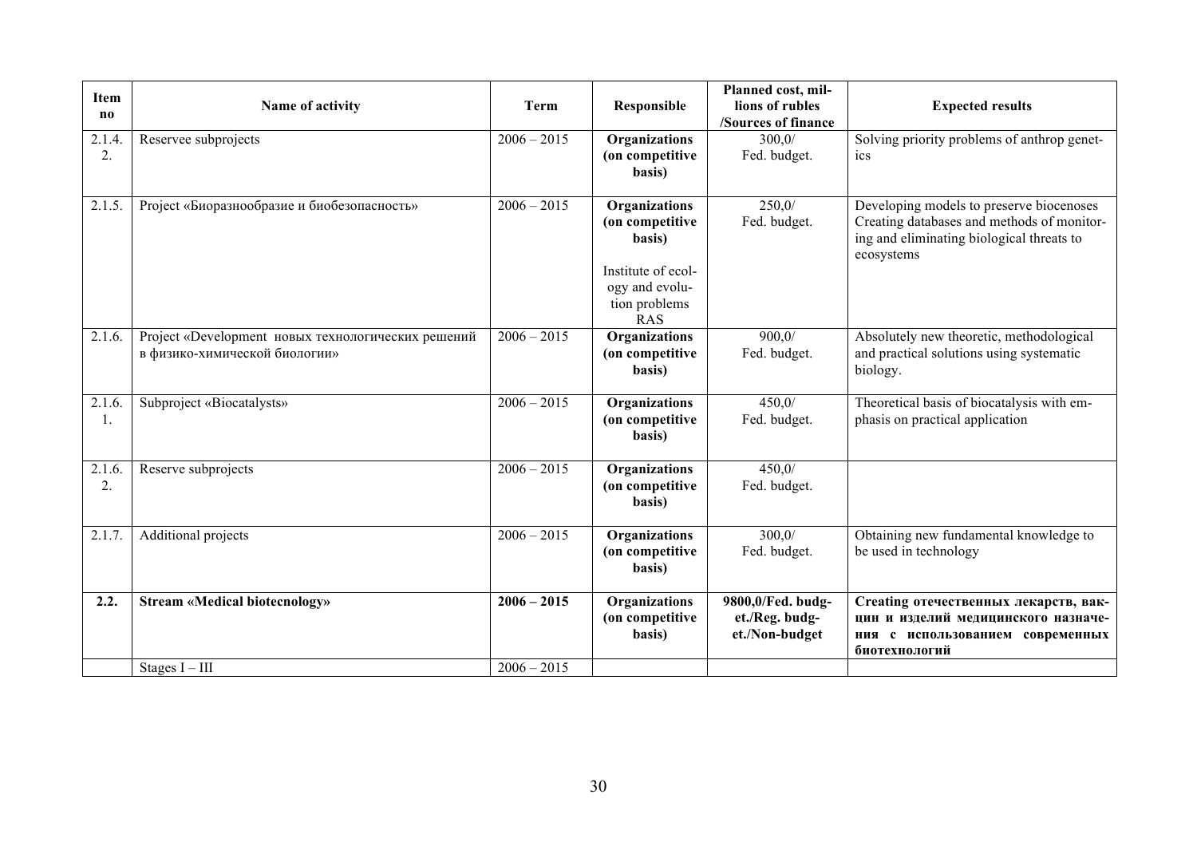| Item no | Name of activity | Term | Responsible | Planned cost, millions of rubles /Sources of finance | Expected results |
|---|---|---|---|---|---|
| 2.1.4.2. | Reservee subprojects | 2006 – 2015 | **Organizations (on competitive basis)** | 300,0/ Fed. budget. | Solving priority problems of anthrop genetics |
| 2.1.5. | Project «Биоразнообразие и биобезопасность» | 2006 – 2015 | **Organizations (on competitive basis)** Institute of ecology and evolution problems RAS | 250,0/ Fed. budget. | Developing models to preserve biocenoses Creating databases and methods of monitoring and eliminating biological threats to ecosystems |
| 2.1.6. | Project «Development новых технологических решений в физико-химической биологии» | 2006 – 2015 | **Organizations (on competitive basis)** | 900,0/ Fed. budget. | Absolutely new theoretic, methodological and practical solutions using systematic biology. |
| 2.1.6.1. | Subproject «Biocatalysts» | 2006 – 2015 | **Organizations (on competitive basis)** | 450,0/ Fed. budget. | Theoretical basis of biocatalysis with emphasis on practical application |
| 2.1.6.2. | Reserve subprojects | 2006 – 2015 | **Organizations (on competitive basis)** | 450,0/ Fed. budget. | |
| 2.1.7. | Additional projects | 2006 – 2015 | **Organizations (on competitive basis)** | 300,0/ Fed. budget. | Obtaining new fundamental knowledge to be used in technology |
| **2.2.** | **Stream «Medical biotecnology»** | **2006 – 2015** | **Organizations (on competitive basis)** | **9800,0/Fed. budget./Reg. budget./Non-budget** | **Creating отечественных лекарств, вакцин и изделий медицинского назначения с использованием современных биотехнологий** |
| | Stages I – III | 2006 – 2015 | | | |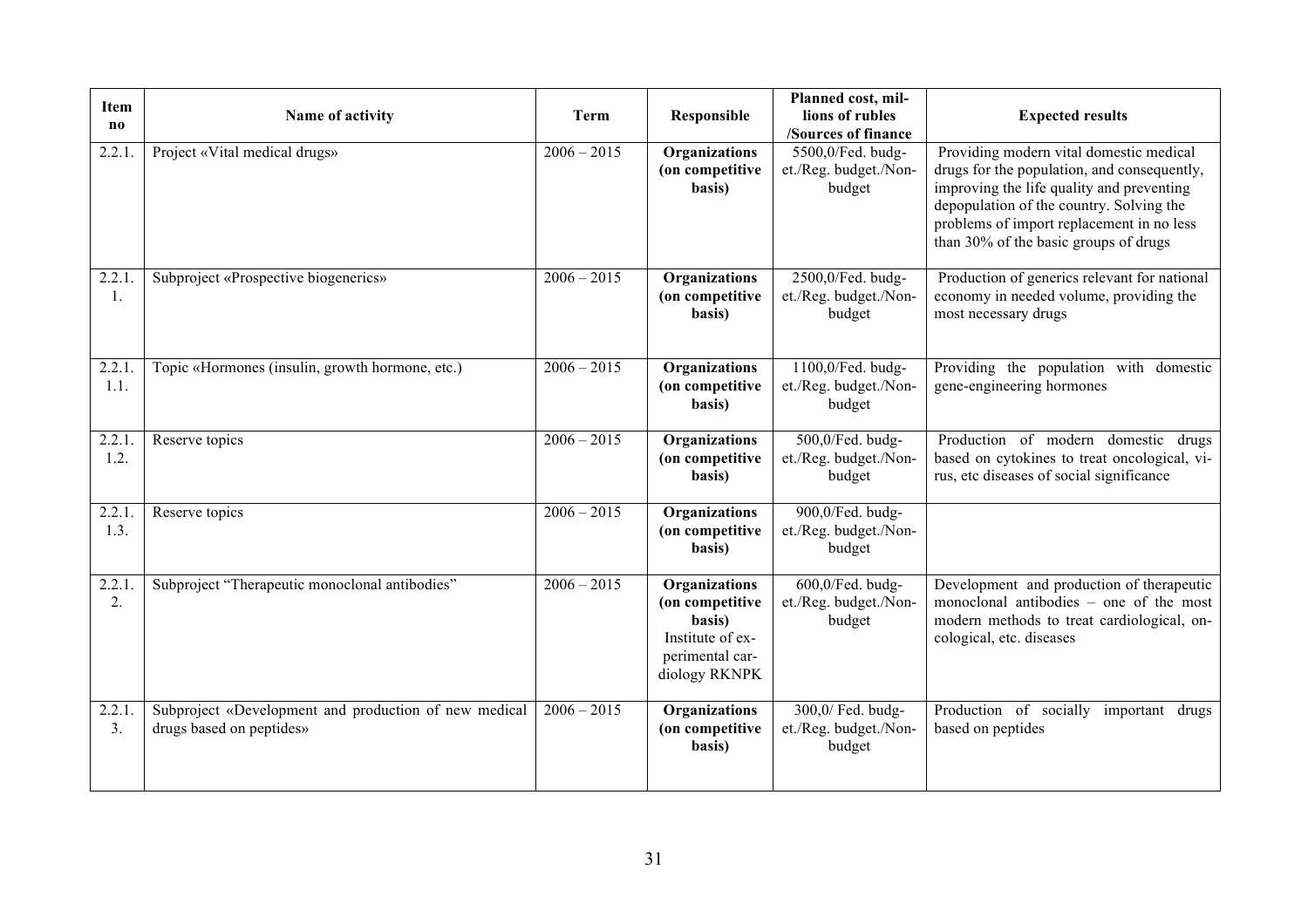| Item no | Name of activity | Term | Responsible | Planned cost, millions of rubles /Sources of finance | Expected results |
|---|---|---|---|---|---|
| 2.2.1. | Project «Vital medical drugs» | 2006 – 2015 | **Organizations (on competitive basis)** | 5500,0/Fed. budget./Reg. budget./Non-budget | Providing modern vital domestic medical drugs for the population, and consequently, improving the life quality and preventing depopulation of the country. Solving the problems of import replacement in no less than 30% of the basic groups of drugs |
| 2.2.1. 1. | Subproject «Prospective biogenerics» | 2006 – 2015 | **Organizations (on competitive basis)** | 2500,0/Fed. budget./Reg. budget./Non-budget | Production of generics relevant for national economy in needed volume, providing the most necessary drugs |
| 2.2.1. 1.1. | Topic «Hormones (insulin, growth hormone, etc.) | 2006 – 2015 | **Organizations (on competitive basis)** | 1100,0/Fed. budget./Reg. budget./Non-budget | Providing the population with domestic gene-engineering hormones |
| 2.2.1. 1.2. | Reserve topics | 2006 – 2015 | **Organizations (on competitive basis)** | 500,0/Fed. budget./Reg. budget./Non-budget | Production of modern domestic drugs based on cytokines to treat oncological, virus, etc diseases of social significance |
| 2.2.1. 1.3. | Reserve topics | 2006 – 2015 | **Organizations (on competitive basis)** | 900,0/Fed. budget./Reg. budget./Non-budget | |
| 2.2.1. 2. | Subproject "Therapeutic monoclonal antibodies" | 2006 – 2015 | **Organizations (on competitive basis)** Institute of experimental cardiology RKNPK | 600,0/Fed. budget./Reg. budget./Non-budget | Development and production of therapeutic monoclonal antibodies – one of the most modern methods to treat cardiological, oncological, etc. diseases |
| 2.2.1. 3. | Subproject «Development and production of new medical drugs based on peptides» | 2006 – 2015 | **Organizations (on competitive basis)** | 300,0/ Fed. budget./Reg. budget./Non-budget | Production of socially important drugs based on peptides |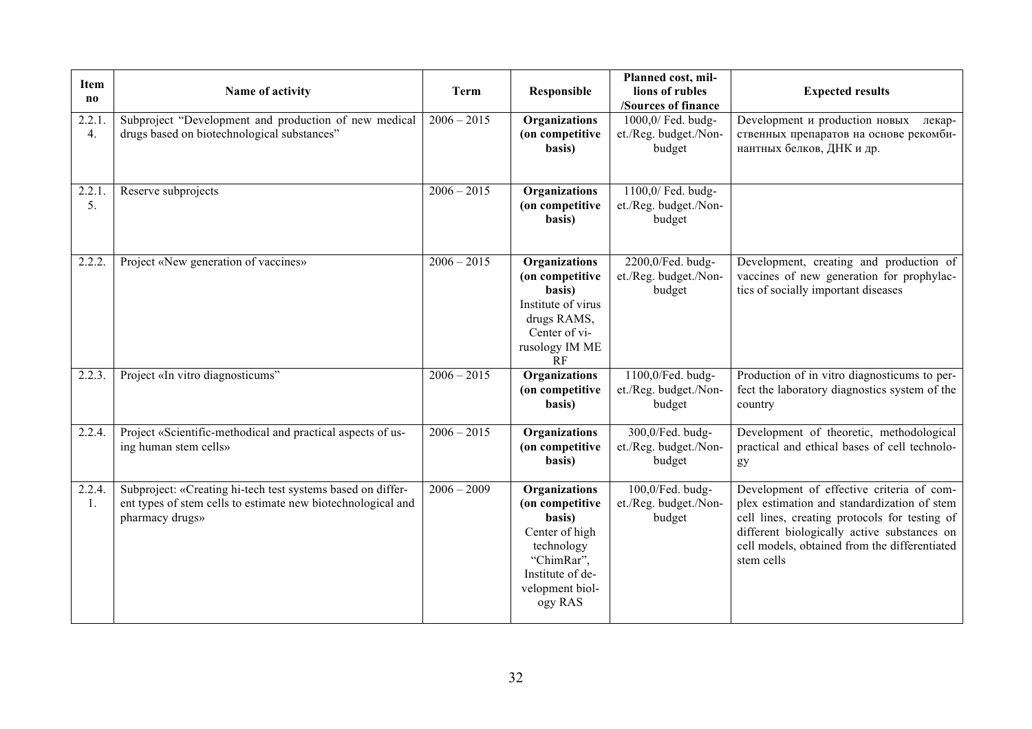| Item no | Name of activity | Term | Responsible | Planned cost, millions of rubles /Sources of finance | Expected results |
|---|---|---|---|---|---|
| 2.2.1.4. | Subproject "Development and production of new medical drugs based on biotechnological substances" | 2006 – 2015 | **Organizations (on competitive basis)** | 1000,0/ Fed. budget./Reg. budget./Non-budget | Development и production новых лекарственных препаратов на основе рекомбинантных белков, ДНК и др. |
| 2.2.1.5. | Reserve subprojects | 2006 – 2015 | **Organizations (on competitive basis)** | 1100,0/ Fed. budget./Reg. budget./Non-budget | |
| 2.2.2. | Project «New generation of vaccines» | 2006 – 2015 | **Organizations (on competitive basis)** Institute of virus drugs RAMS, Center of virusology IM ME RF | 2200,0/Fed. budget./Reg. budget./Non-budget | Development, creating and production of vaccines of new generation for prophylactics of socially important diseases |
| 2.2.3. | Project «In vitro diagnosticums" | 2006 – 2015 | **Organizations (on competitive basis)** | 1100,0/Fed. budget./Reg. budget./Non-budget | Production of in vitro diagnosticums to perfect the laboratory diagnostics system of the country |
| 2.2.4. | Project «Scientific-methodical and practical aspects of using human stem cells» | 2006 – 2015 | **Organizations (on competitive basis)** | 300,0/Fed. budget./Reg. budget./Non-budget | Development of theoretic, methodological practical and ethical bases of cell technology |
| 2.2.4.1. | Subproject: «Creating hi-tech test systems based on different types of stem cells to estimate new biotechnological and pharmacy drugs» | 2006 – 2009 | **Organizations (on competitive basis)** Center of high technology "ChimRar", Institute of development biology RAS | 100,0/Fed. budget./Reg. budget./Non-budget | Development of effective criteria of complex estimation and standardization of stem cell lines, creating protocols for testing of different biologically active substances on cell models, obtained from the differentiated stem cells |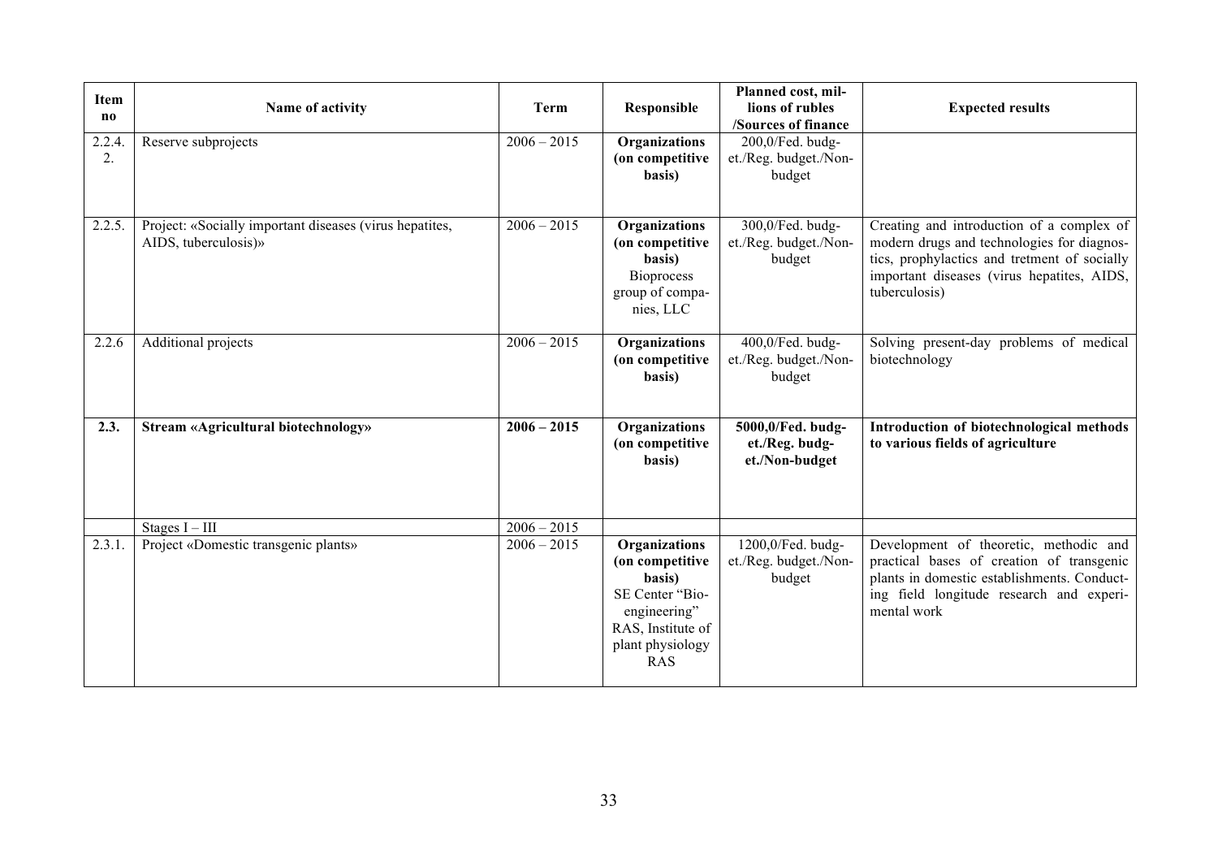| Item no | Name of activity | Term | Responsible | Planned cost, millions of rubles /Sources of finance | Expected results |
|---|---|---|---|---|---|
| 2.2.4.2. | Reserve subprojects | 2006 – 2015 | **Organizations (on competitive basis)** | 200,0/Fed. budget./Reg. budget./Non-budget | |
| 2.2.5. | Project: «Socially important diseases (virus hepatites, AIDS, tuberculosis)» | 2006 – 2015 | **Organizations (on competitive basis)** Bioprocess group of companies, LLC | 300,0/Fed. budget./Reg. budget./Non-budget | Creating and introduction of a complex of modern drugs and technologies for diagnostics, prophylactics and tretment of socially important diseases (virus hepatites, AIDS, tuberculosis) |
| 2.2.6 | Additional projects | 2006 – 2015 | **Organizations (on competitive basis)** | 400,0/Fed. budget./Reg. budget./Non-budget | Solving present-day problems of medical biotechnology |
| **2.3.** | **Stream «Agricultural biotechnology»** | **2006 – 2015** | **Organizations (on competitive basis)** | **5000,0/Fed. budget./Reg. budget./Non-budget** | **Introduction of biotechnological methods to various fields of agriculture** |
| | Stages I – III | 2006 – 2015 | | | |
| 2.3.1. | Project «Domestic transgenic plants» | 2006 – 2015 | **Organizations (on competitive basis)** SE Center "Bioengineering" RAS, Institute of plant physiology RAS | 1200,0/Fed. budget./Reg. budget./Non-budget | Development of theoretic, methodic and practical bases of creation of transgenic plants in domestic establishments. Conducting field longitude research and experimental work |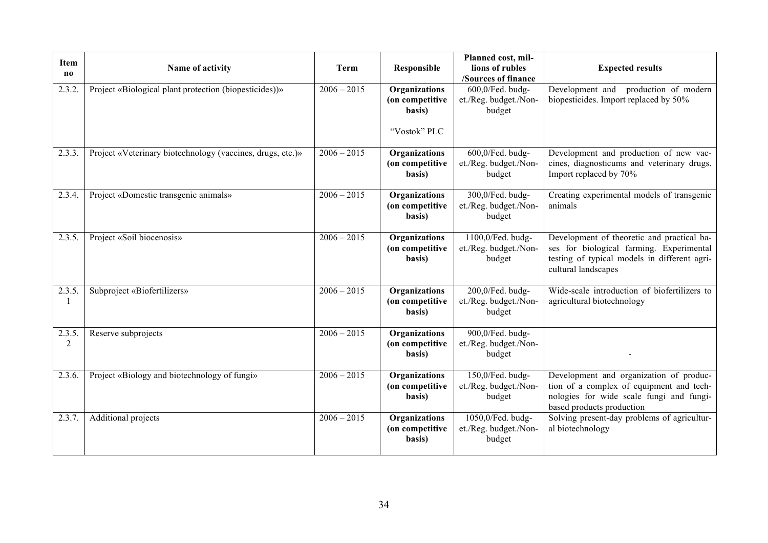| Item no | Name of activity | Term | Responsible | Planned cost, millions of rubles /Sources of finance | Expected results |
|---|---|---|---|---|---|
| 2.3.2. | Project «Biological plant protection (biopesticides))» | 2006 – 2015 | **Organizations (on competitive basis)** "Vostok" PLC | 600,0/Fed. budget./Reg. budget./Non-budget | Development and production of modern biopesticides. Import replaced by 50% |
| 2.3.3. | Project «Veterinary biotechnology (vaccines, drugs, etc.)» | 2006 – 2015 | **Organizations (on competitive basis)** | 600,0/Fed. budget./Reg. budget./Non-budget | Development and production of new vaccines, diagnosticums and veterinary drugs. Import replaced by 70% |
| 2.3.4. | Project «Domestic transgenic animals» | 2006 – 2015 | **Organizations (on competitive basis)** | 300,0/Fed. budget./Reg. budget./Non-budget | Creating experimental models of transgenic animals |
| 2.3.5. | Project «Soil biocenosis» | 2006 – 2015 | **Organizations (on competitive basis)** | 1100,0/Fed. budget./Reg. budget./Non-budget | Development of theoretic and practical bases for biological farming. Experimental testing of typical models in different agricultural landscapes |
| 2.3.5.1 | Subproject «Biofertilizers» | 2006 – 2015 | **Organizations (on competitive basis)** | 200,0/Fed. budget./Reg. budget./Non-budget | Wide-scale introduction of biofertilizers to agricultural biotechnology |
| 2.3.5.2 | Reserve subprojects | 2006 – 2015 | **Organizations (on competitive basis)** | 900,0/Fed. budget./Reg. budget./Non-budget | - |
| 2.3.6. | Project «Biology and biotechnology of fungi» | 2006 – 2015 | **Organizations (on competitive basis)** | 150,0/Fed. budget./Reg. budget./Non-budget | Development and organization of production of a complex of equipment and technologies for wide scale fungi and fungi-based products production |
| 2.3.7. | Additional projects | 2006 – 2015 | **Organizations (on competitive basis)** | 1050,0/Fed. budget./Reg. budget./Non-budget | Solving present-day problems of agricultural biotechnology |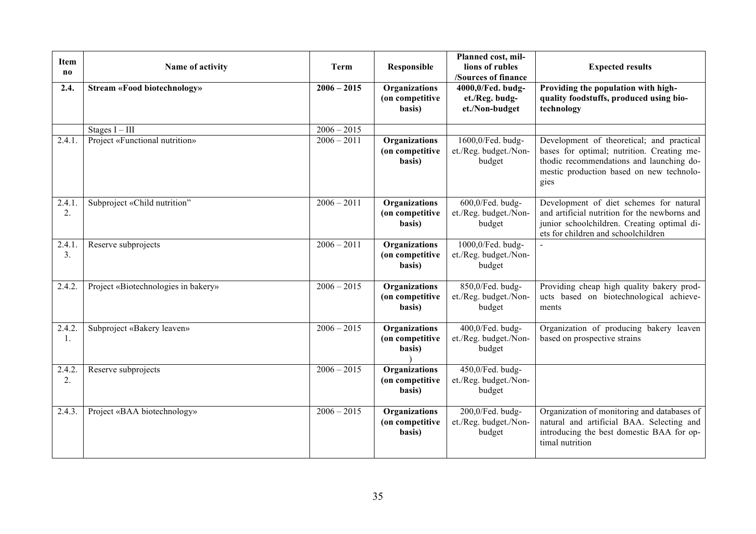| Item no | Name of activity | Term | Responsible | Planned cost, millions of rubles /Sources of finance | Expected results |
|---|---|---|---|---|---|
| **2.4.** | **Stream «Food biotechnology»** | **2006 – 2015** | **Organizations (on competitive basis)** | **4000,0/Fed. budget./Reg. budget./Non-budget** | **Providing the population with high-quality foodstuffs, produced using biotechnology** |
| | Stages I – III | 2006 – 2015 | | | |
| 2.4.1. | Project «Functional nutrition» | 2006 – 2011 | **Organizations (on competitive basis)** | 1600,0/Fed. budget./Reg. budget./Non-budget | Development of theoretical; and practical bases for optimal; nutrition. Creating methodic recommendations and launching domestic production based on new technologies |
| 2.4.1.2. | Subproject «Child nutrition" | 2006 – 2011 | **Organizations (on competitive basis)** | 600,0/Fed. budget./Reg. budget./Non-budget | Development of diet schemes for natural and artificial nutrition for the newborns and junior schoolchildren. Creating optimal diets for children and schoolchildren |
| 2.4.1.3. | Reserve subprojects | 2006 – 2011 | **Organizations (on competitive basis)** | 1000,0/Fed. budget./Reg. budget./Non-budget | - |
| 2.4.2. | Project «Biotechnologies in bakery» | 2006 – 2015 | **Organizations (on competitive basis)** | 850,0/Fed. budget./Reg. budget./Non-budget | Providing cheap high quality bakery products based on biotechnological achievements |
| 2.4.2.1. | Subproject «Bakery leaven» | 2006 – 2015 | **Organizations (on competitive basis)** ) | 400,0/Fed. budget./Reg. budget./Non-budget | Organization of producing bakery leaven based on prospective strains |
| 2.4.2.2. | Reserve subprojects | 2006 – 2015 | **Organizations (on competitive basis)** | 450,0/Fed. budget./Reg. budget./Non-budget | |
| 2.4.3. | Project «BAA biotechnology» | 2006 – 2015 | **Organizations (on competitive basis)** | 200,0/Fed. budget./Reg. budget./Non-budget | Organization of monitoring and databases of natural and artificial BAA. Selecting and introducing the best domestic BAA for optimal nutrition |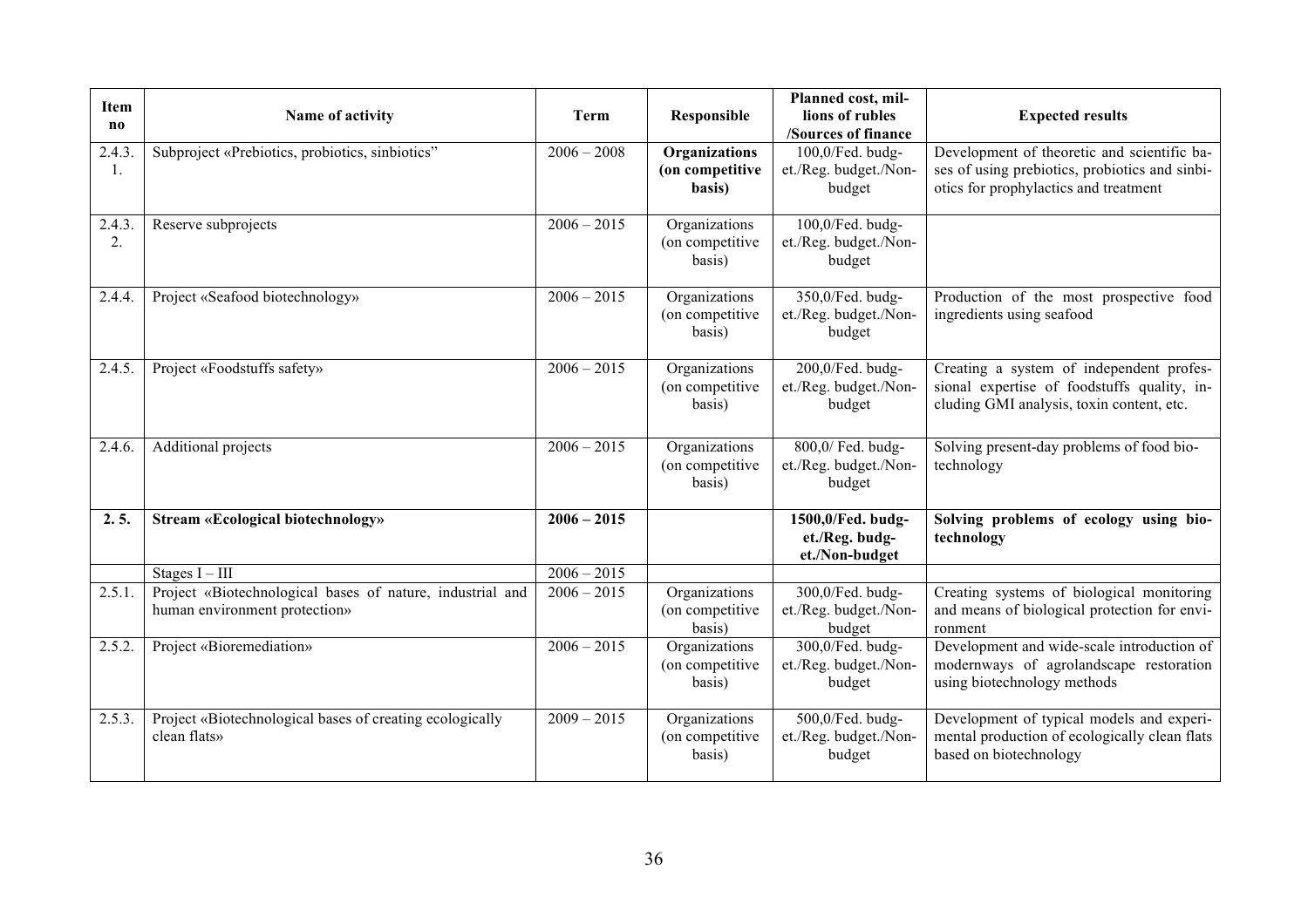| Item no | Name of activity | Term | Responsible | Planned cost, millions of rubles /Sources of finance | Expected results |
|---|---|---|---|---|---|
| 2.4.3.1. | Subproject «Prebiotics, probiotics, sinbiotics" | 2006 – 2008 | **Organizations (on competitive basis)** | 100,0/Fed. budget./Reg. budget./Non-budget | Development of theoretic and scientific bases of using prebiotics, probiotics and sinbiotics for prophylactics and treatment |
| 2.4.3.2. | Reserve subprojects | 2006 – 2015 | Organizations (on competitive basis) | 100,0/Fed. budget./Reg. budget./Non-budget | |
| 2.4.4. | Project «Seafood biotechnology» | 2006 – 2015 | Organizations (on competitive basis) | 350,0/Fed. budget./Reg. budget./Non-budget | Production of the most prospective food ingredients using seafood |
| 2.4.5. | Project «Foodstuffs safety» | 2006 – 2015 | Organizations (on competitive basis) | 200,0/Fed. budget./Reg. budget./Non-budget | Creating a system of independent professional expertise of foodstuffs quality, including GMI analysis, toxin content, etc. |
| 2.4.6. | Additional projects | 2006 – 2015 | Organizations (on competitive basis) | 800,0/ Fed. budget./Reg. budget./Non-budget | Solving present-day problems of food biotechnology |
| **2. 5.** | **Stream «Ecological biotechnology»** | **2006 – 2015** | | **1500,0/Fed. budget./Reg. budget./Non-budget** | **Solving problems of ecology using biotechnology** |
| | Stages I – III | 2006 – 2015 | | | |
| 2.5.1. | Project «Biotechnological bases of nature, industrial and human environment protection» | 2006 – 2015 | Organizations (on competitive basis) | 300,0/Fed. budget./Reg. budget./Non-budget | Creating systems of biological monitoring and means of biological protection for environment |
| 2.5.2. | Project «Bioremediation» | 2006 – 2015 | Organizations (on competitive basis) | 300,0/Fed. budget./Reg. budget./Non-budget | Development and wide-scale introduction of modernways of agrolandscape restoration using biotechnology methods |
| 2.5.3. | Project «Biotechnological bases of creating ecologically clean flats» | 2009 – 2015 | Organizations (on competitive basis) | 500,0/Fed. budget./Reg. budget./Non-budget | Development of typical models and experimental production of ecologically clean flats based on biotechnology |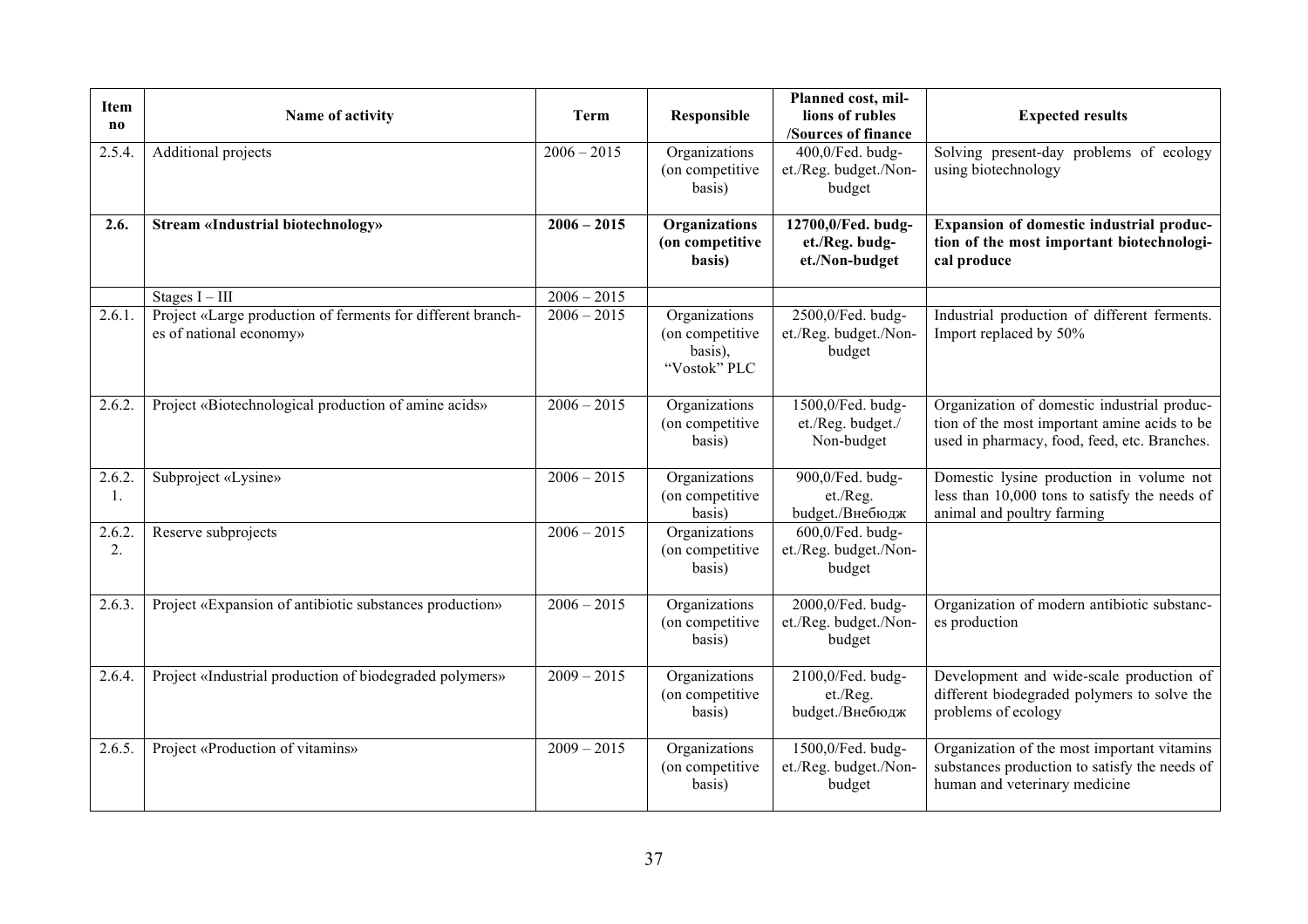| Item no | Name of activity | Term | Responsible | Planned cost, millions of rubles /Sources of finance | Expected results |
|---|---|---|---|---|---|
| 2.5.4. | Additional projects | 2006 – 2015 | Organizations (on competitive basis) | 400,0/Fed. budget./Reg. budget./Non-budget | Solving present-day problems of ecology using biotechnology |
| **2.6.** | **Stream «Industrial biotechnology»** | **2006 – 2015** | **Organizations (on competitive basis)** | **12700,0/Fed. budget./Reg. budget./Non-budget** | **Expansion of domestic industrial production of the most important biotechnological produce** |
| | Stages I – III | 2006 – 2015 | | | |
| 2.6.1. | Project «Large production of ferments for different branches of national economy» | 2006 – 2015 | Organizations (on competitive basis), "Vostok" PLC | 2500,0/Fed. budget./Reg. budget./Non-budget | Industrial production of different ferments. Import replaced by 50% |
| 2.6.2. | Project «Biotechnological production of amine acids» | 2006 – 2015 | Organizations (on competitive basis) | 1500,0/Fed. budget./Reg. budget./ Non-budget | Organization of domestic industrial production of the most important amine acids to be used in pharmacy, food, feed, etc. Branches. |
| 2.6.2.1. | Subproject «Lysine» | 2006 – 2015 | Organizations (on competitive basis) | 900,0/Fed. budget./Reg. budget./Внебюдж | Domestic lysine production in volume not less than 10,000 tons to satisfy the needs of animal and poultry farming |
| 2.6.2.2. | Reserve subprojects | 2006 – 2015 | Organizations (on competitive basis) | 600,0/Fed. budget./Reg. budget./Non-budget | |
| 2.6.3. | Project «Expansion of antibiotic substances production» | 2006 – 2015 | Organizations (on competitive basis) | 2000,0/Fed. budget./Reg. budget./Non-budget | Organization of modern antibiotic substances production |
| 2.6.4. | Project «Industrial production of biodegraded polymers» | 2009 – 2015 | Organizations (on competitive basis) | 2100,0/Fed. budget./Reg. budget./Внебюдж | Development and wide-scale production of different biodegraded polymers to solve the problems of ecology |
| 2.6.5. | Project «Production of vitamins» | 2009 – 2015 | Organizations (on competitive basis) | 1500,0/Fed. budget./Reg. budget./Non-budget | Organization of the most important vitamins substances production to satisfy the needs of human and veterinary medicine |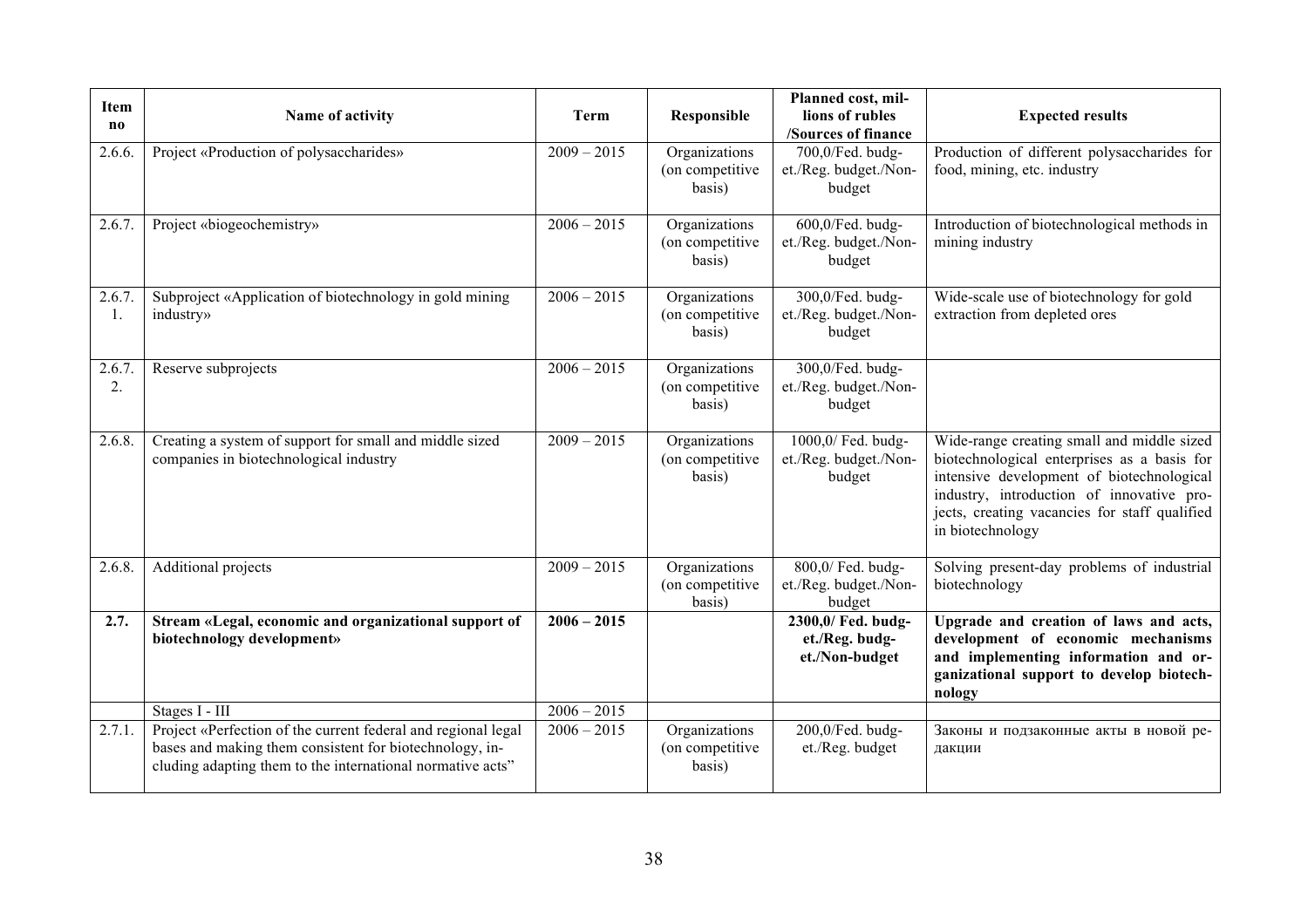| Item no | Name of activity | Term | Responsible | Planned cost, millions of rubles /Sources of finance | Expected results |
|---|---|---|---|---|---|
| 2.6.6. | Project «Production of polysaccharides» | 2009 – 2015 | Organizations (on competitive basis) | 700,0/Fed. budget./Reg. budget./Non-budget | Production of different polysaccharides for food, mining, etc. industry |
| 2.6.7. | Project «biogeochemistry» | 2006 – 2015 | Organizations (on competitive basis) | 600,0/Fed. budget./Reg. budget./Non-budget | Introduction of biotechnological methods in mining industry |
| 2.6.7.1. | Subproject «Application of biotechnology in gold mining industry» | 2006 – 2015 | Organizations (on competitive basis) | 300,0/Fed. budget./Reg. budget./Non-budget | Wide-scale use of biotechnology for gold extraction from depleted ores |
| 2.6.7.2. | Reserve subprojects | 2006 – 2015 | Organizations (on competitive basis) | 300,0/Fed. budget./Reg. budget./Non-budget | |
| 2.6.8. | Creating a system of support for small and middle sized companies in biotechnological industry | 2009 – 2015 | Organizations (on competitive basis) | 1000,0/ Fed. budget./Reg. budget./Non-budget | Wide-range creating small and middle sized biotechnological enterprises as a basis for intensive development of biotechnological industry, introduction of innovative projects, creating vacancies for staff qualified in biotechnology |
| 2.6.8. | Additional projects | 2009 – 2015 | Organizations (on competitive basis) | 800,0/ Fed. budget./Reg. budget./Non-budget | Solving present-day problems of industrial biotechnology |
| **2.7.** | **Stream «Legal, economic and organizational support of biotechnology development»** | **2006 – 2015** | | **2300,0/ Fed. budget./Reg. budget./Non-budget** | **Upgrade and creation of laws and acts, development of economic mechanisms and implementing information and organizational support to develop biotechnology** |
| | Stages I - III | 2006 – 2015 | | | |
| 2.7.1. | Project «Perfection of the current federal and regional legal bases and making them consistent for biotechnology, including adapting them to the international normative acts" | 2006 – 2015 | Organizations (on competitive basis) | 200,0/Fed. budget./Reg. budget | Законы и подзаконные акты в новой редакции |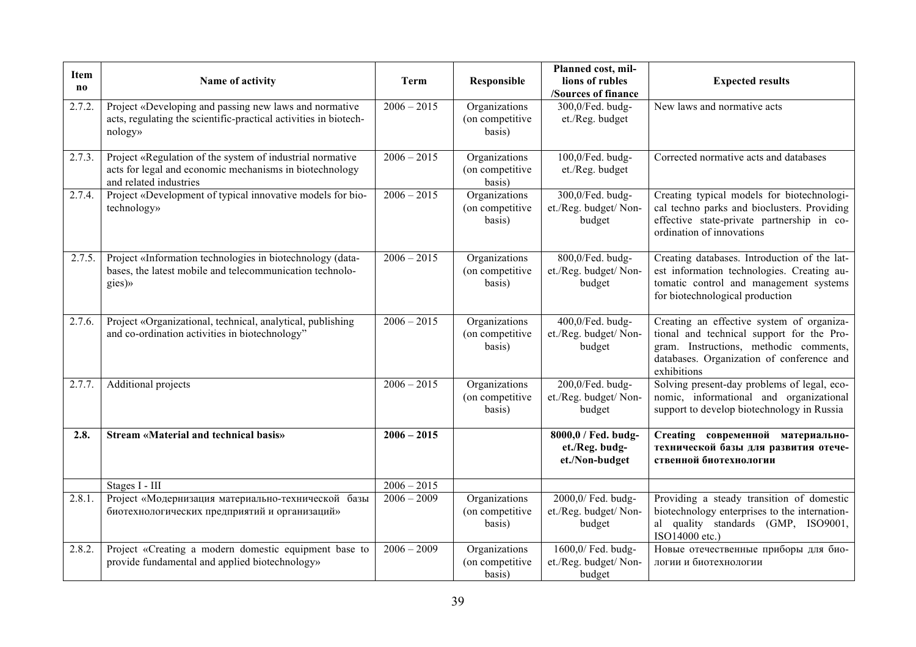| Item no | Name of activity | Term | Responsible | Planned cost, millions of rubles /Sources of finance | Expected results |
|---|---|---|---|---|---|
| 2.7.2. | Project «Developing and passing new laws and normative acts, regulating the scientific-practical activities in biotechnology» | 2006 – 2015 | Organizations (on competitive basis) | 300,0/Fed. budget./Reg. budget | New laws and normative acts |
| 2.7.3. | Project «Regulation of the system of industrial normative acts for legal and economic mechanisms in biotechnology and related industries | 2006 – 2015 | Organizations (on competitive basis) | 100,0/Fed. budget./Reg. budget | Corrected normative acts and databases |
| 2.7.4. | Project «Development of typical innovative models for biotechnology» | 2006 – 2015 | Organizations (on competitive basis) | 300,0/Fed. budget./Reg. budget/ Non-budget | Creating typical models for biotechnological techno parks and bioclusters. Providing effective state-private partnership in co-ordination of innovations |
| 2.7.5. | Project «Information technologies in biotechnology (databases, the latest mobile and telecommunication technologies)» | 2006 – 2015 | Organizations (on competitive basis) | 800,0/Fed. budget./Reg. budget/ Non-budget | Creating databases. Introduction of the latest information technologies. Creating automatic control and management systems for biotechnological production |
| 2.7.6. | Project «Organizational, technical, analytical, publishing and co-ordination activities in biotechnology" | 2006 – 2015 | Organizations (on competitive basis) | 400,0/Fed. budget./Reg. budget/ Non-budget | Creating an effective system of organizational and technical support for the Program. Instructions, methodic comments, databases. Organization of conference and exhibitions |
| 2.7.7. | Additional projects | 2006 – 2015 | Organizations (on competitive basis) | 200,0/Fed. budget./Reg. budget/ Non-budget | Solving present-day problems of legal, economic, informational and organizational support to develop biotechnology in Russia |
| **2.8.** | **Stream «Material and technical basis»** | **2006 – 2015** | | **8000,0 / Fed. budget./Reg. budget./Non-budget** | **Creating современной материально-технической базы для развития отечественной биотехнологии** |
| | Stages I - III | 2006 – 2015 | | | |
| 2.8.1. | Project «Модернизация материально-технической базы биотехнологических предприятий и организаций» | 2006 – 2009 | Organizations (on competitive basis) | 2000,0/ Fed. budget./Reg. budget/ Non-budget | Providing a steady transition of domestic biotechnology enterprises to the international quality standards (GMP, ISO9001, ISO14000 etc.) |
| 2.8.2. | Project «Creating a modern domestic equipment base to provide fundamental and applied biotechnology» | 2006 – 2009 | Organizations (on competitive basis) | 1600,0/ Fed. budget./Reg. budget/ Non-budget | Новые отечественные приборы для биологии и биотехнологии |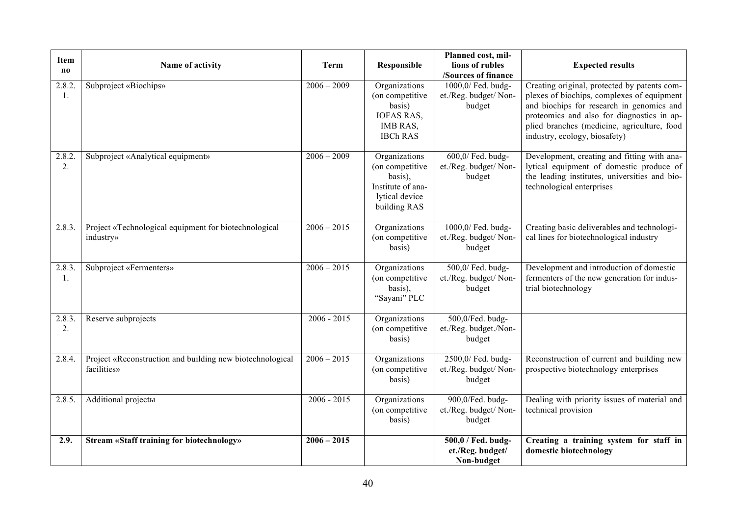| Item no | Name of activity | Term | Responsible | Planned cost, millions of rubles /Sources of finance | Expected results |
|---|---|---|---|---|---|
| 2.8.2.1. | Subproject «Biochips» | 2006 – 2009 | Organizations (on competitive basis) IOFAS RAS, IMB RAS, IBCh RAS | 1000,0/ Fed. budget./Reg. budget/ Non-budget | Creating original, protected by patents complexes of biochips, complexes of equipment and biochips for research in genomics and proteomics and also for diagnostics in applied branches (medicine, agriculture, food industry, ecology, biosafety) |
| 2.8.2.2. | Subproject «Analytical equipment» | 2006 – 2009 | Organizations (on competitive basis), Institute of analytical device building RAS | 600,0/ Fed. budget./Reg. budget/ Non-budget | Development, creating and fitting with analytical equipment of domestic produce of the leading institutes, universities and biotechnological enterprises |
| 2.8.3. | Project «Technological equipment for biotechnological industry» | 2006 – 2015 | Organizations (on competitive basis) | 1000,0/ Fed. budget./Reg. budget/ Non-budget | Creating basic deliverables and technological lines for biotechnological industry |
| 2.8.3.1. | Subproject «Fermenters» | 2006 – 2015 | Organizations (on competitive basis), "Sayani" PLC | 500,0/ Fed. budget./Reg. budget/ Non-budget | Development and introduction of domestic fermenters of the new generation for industrial biotechnology |
| 2.8.3.2. | Reserve subprojects | 2006 - 2015 | Organizations (on competitive basis) | 500,0/Fed. budget./Reg. budget./Non-budget | |
| 2.8.4. | Project «Reconstruction and building new biotechnological facilities» | 2006 – 2015 | Organizations (on competitive basis) | 2500,0/ Fed. budget./Reg. budget/ Non-budget | Reconstruction of current and building new prospective biotechnology enterprises |
| 2.8.5. | Additional projectы | 2006 - 2015 | Organizations (on competitive basis) | 900,0/Fed. budget./Reg. budget/ Non-budget | Dealing with priority issues of material and technical provision |
| **2.9.** | **Stream «Staff training for biotechnology»** | **2006 – 2015** | | **500,0 / Fed. budget./Reg. budget/ Non-budget** | **Creating a training system for staff in domestic biotechnology** |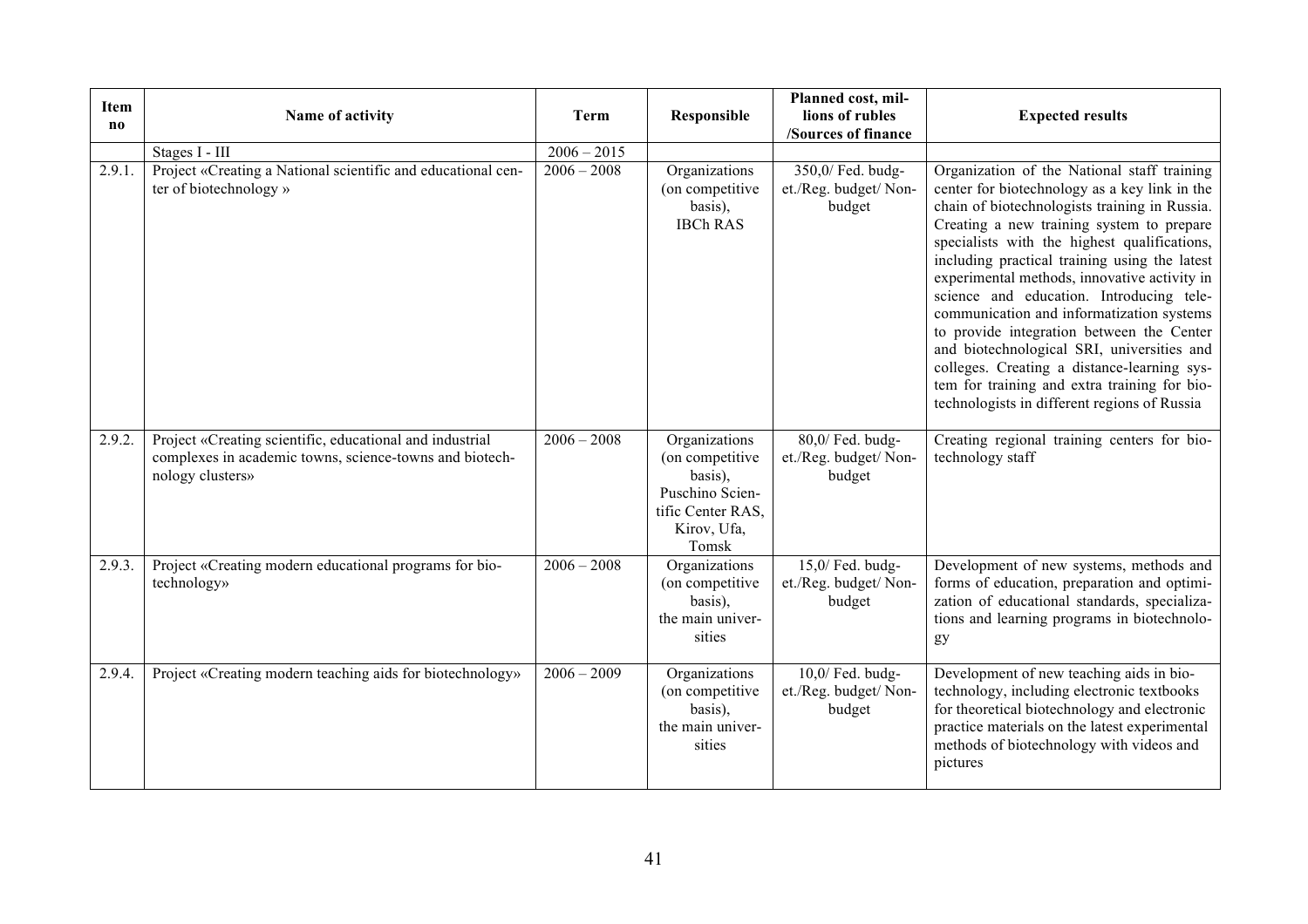| Item no | Name of activity | Term | Responsible | Planned cost, millions of rubles /Sources of finance | Expected results |
|---|---|---|---|---|---|
| | Stages I - III | 2006 – 2015 | | | |
| 2.9.1. | Project «Creating a National scientific and educational center of biotechnology » | 2006 – 2008 | Organizations (on competitive basis), IBCh RAS | 350,0/ Fed. budget./Reg. budget/ Non-budget | Organization of the National staff training center for biotechnology as a key link in the chain of biotechnologists training in Russia. Creating a new training system to prepare specialists with the highest qualifications, including practical training using the latest experimental methods, innovative activity in science and education. Introducing telecommunication and informatization systems to provide integration between the Center and biotechnological SRI, universities and colleges. Creating a distance-learning system for training and extra training for biotechnologists in different regions of Russia |
| 2.9.2. | Project «Creating scientific, educational and industrial complexes in academic towns, science-towns and biotechnology clusters» | 2006 – 2008 | Organizations (on competitive basis), Puschino Scientific Center RAS, Kirov, Ufa, Tomsk | 80,0/ Fed. budget./Reg. budget/ Non-budget | Creating regional training centers for biotechnology staff |
| 2.9.3. | Project «Creating modern educational programs for biotechnology» | 2006 – 2008 | Organizations (on competitive basis), the main universities | 15,0/ Fed. budget./Reg. budget/ Non-budget | Development of new systems, methods and forms of education, preparation and optimization of educational standards, specializations and learning programs in biotechnology |
| 2.9.4. | Project «Creating modern teaching aids for biotechnology» | 2006 – 2009 | Organizations (on competitive basis), the main universities | 10,0/ Fed. budget./Reg. budget/ Non-budget | Development of new teaching aids in biotechnology, including electronic textbooks for theoretical biotechnology and electronic practice materials on the latest experimental methods of biotechnology with videos and pictures |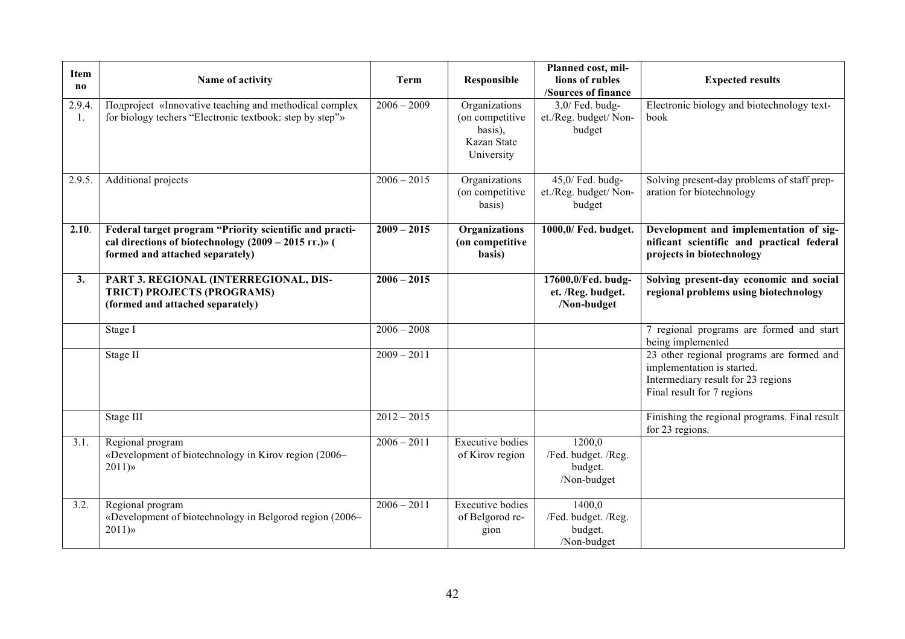| Item no | Name of activity | Term | Responsible | Planned cost, millions of rubles /Sources of finance | Expected results |
| --- | --- | --- | --- | --- | --- |
| 2.9.4.1. | Подproject «Innovative teaching and methodical complex for biology techers “Electronic textbook: step by step”» | 2006 – 2009 | Organizations (on competitive basis), Kazan State University | 3,0/ Fed. budget./Reg. budget/ Non-budget | Electronic biology and biotechnology textbook |
| 2.9.5. | Additional projects | 2006 – 2015 | Organizations (on competitive basis) | 45,0/ Fed. budget./Reg. budget/ Non-budget | Solving present-day problems of staff preparation for biotechnology |
| **2.10**. | **Federal target program “Priority scientific and practical directions of biotechnology (2009 – 2015 гг.)» ( formed and attached separately)** | **2009 – 2015** | **Organizations (on competitive basis)** | **1000,0/ Fed. budget.** | **Development and implementation of significant scientific and practical federal projects in biotechnology** |
| **3.** | **PART 3. REGIONAL (INTERREGIONAL, DISTRICT) PROJECTS (PROGRAMS) (formed and attached separately)** | **2006 – 2015** | | **17600,0/Fed. budget. /Reg. budget. /Non-budget** | **Solving present-day economic and social regional problems using biotechnology** |
| | Stage I | 2006 – 2008 | | | 7 regional programs are formed and start being implemented |
| | Stage II | 2009 – 2011 | | | 23 other regional programs are formed and implementation is started. Intermediary result for 23 regions Final result for 7 regions |
| | Stage III | 2012 – 2015 | | | Finishing the regional programs. Final result for 23 regions. |
| 3.1. | Regional program «Development of biotechnology in Kirov region (2006–2011)» | 2006 – 2011 | Executive bodies of Kirov region | 1200,0 /Fed. budget. /Reg. budget. /Non-budget | |
| 3.2. | Regional program «Development of biotechnology in Belgorod region (2006–2011)» | 2006 – 2011 | Executive bodies of Belgorod region | 1400,0 /Fed. budget. /Reg. budget. /Non-budget | |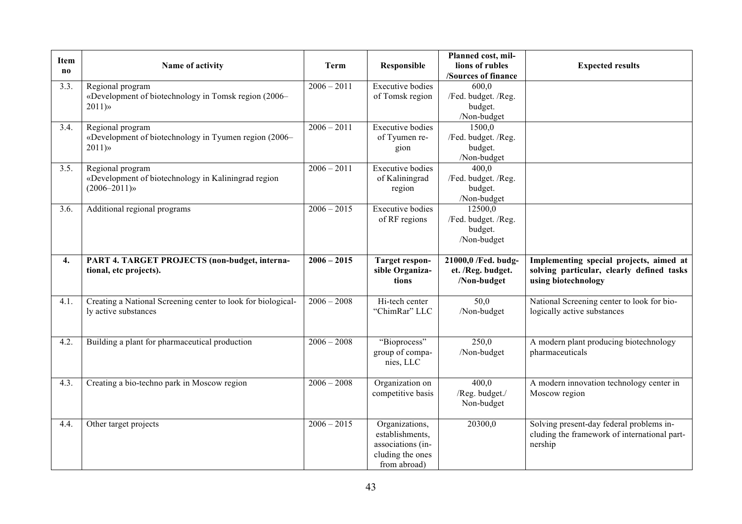| Item no | Name of activity | Term | Responsible | Planned cost, millions of rubles /Sources of finance | Expected results |
|---|---|---|---|---|---|
| 3.3. | Regional program «Development of biotechnology in Tomsk region (2006–2011)» | 2006 – 2011 | Executive bodies of Tomsk region | 600,0 /Fed. budget. /Reg. budget. /Non-budget | |
| 3.4. | Regional program «Development of biotechnology in Tyumen region (2006–2011)» | 2006 – 2011 | Executive bodies of Tyumen region | 1500,0 /Fed. budget. /Reg. budget. /Non-budget | |
| 3.5. | Regional program «Development of biotechnology in Kaliningrad region (2006–2011)» | 2006 – 2011 | Executive bodies of Kaliningrad region | 400,0 /Fed. budget. /Reg. budget. /Non-budget | |
| 3.6. | Additional regional programs | 2006 – 2015 | Executive bodies of RF regions | 12500,0 /Fed. budget. /Reg. budget. /Non-budget | |
| **4.** | **PART 4. TARGET PROJECTS (non-budget, international, etc projects).** | **2006 – 2015** | **Target responsible Organizations** | **21000,0 /Fed. budget. /Reg. budget. /Non-budget** | **Implementing special projects, aimed at solving particular, clearly defined tasks using biotechnology** |
| 4.1. | Creating a National Screening center to look for biologically active substances | 2006 – 2008 | Hi-tech center "ChimRar" LLC | 50,0 /Non-budget | National Screening center to look for biologically active substances |
| 4.2. | Building a plant for pharmaceutical production | 2006 – 2008 | "Bioprocess" group of companies, LLC | 250,0 /Non-budget | A modern plant producing biotechnology pharmaceuticals |
| 4.3. | Creating a bio-techno park in Moscow region | 2006 – 2008 | Organization on competitive basis | 400,0 /Reg. budget./ Non-budget | A modern innovation technology center in Moscow region |
| 4.4. | Other target projects | 2006 – 2015 | Organizations, establishments, associations (including the ones from abroad) | 20300,0 | Solving present-day federal problems including the framework of international partnership |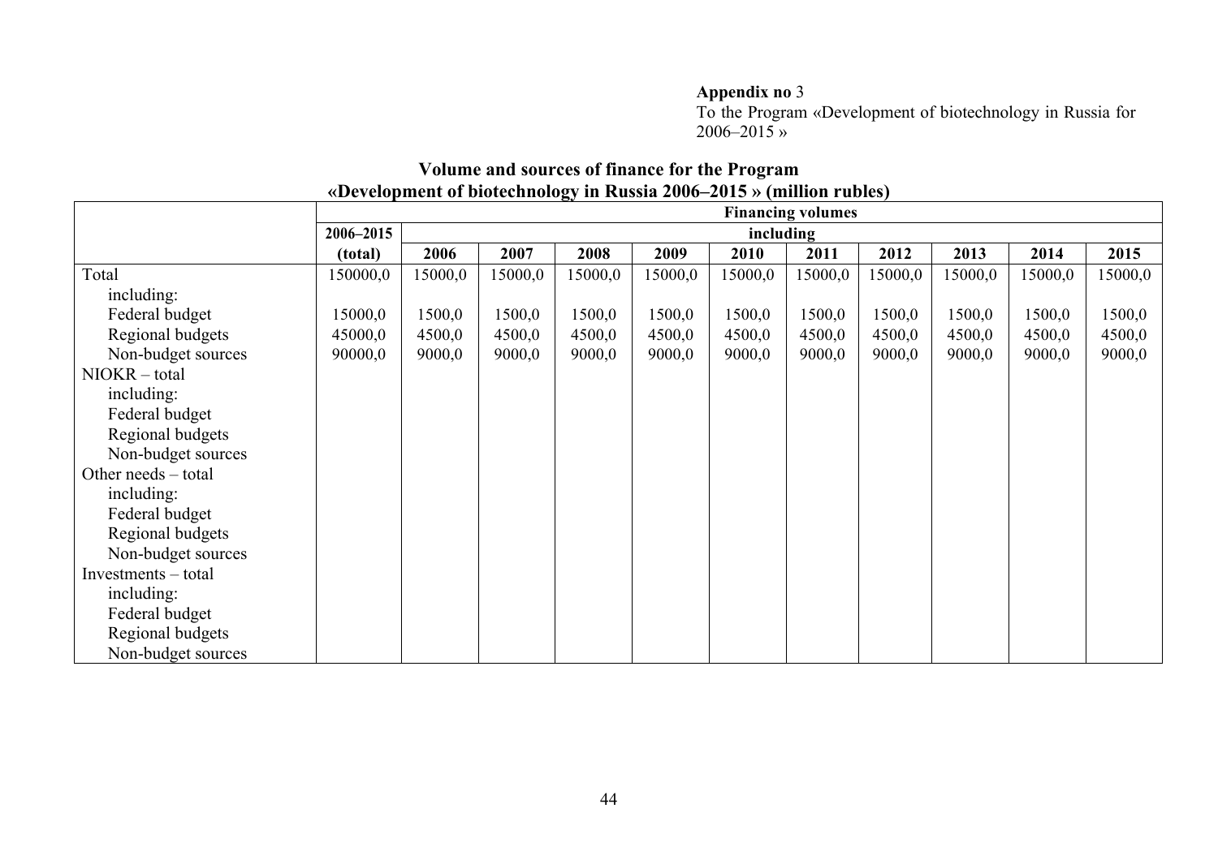**Appendix no** 3
To the Program «Development of biotechnology in Russia for 2006–2015 »

## Volume and sources of finance for the Program «Development of biotechnology in Russia 2006–2015 » (million rubles)

| | Financing volumes | | | | | | | | | | |
|---|---|---|---|---|---|---|---|---|---|---|---|
| | 2006–2015 | including | | | | | | | | | |
| | (total) | 2006 | 2007 | 2008 | 2009 | 2010 | 2011 | 2012 | 2013 | 2014 | 2015 |
| Total | 150000,0 | 15000,0 | 15000,0 | 15000,0 | 15000,0 | 15000,0 | 15000,0 | 15000,0 | 15000,0 | 15000,0 | 15000,0 |
| including: | | | | | | | | | | | |
| Federal budget | 15000,0 | 1500,0 | 1500,0 | 1500,0 | 1500,0 | 1500,0 | 1500,0 | 1500,0 | 1500,0 | 1500,0 | 1500,0 |
| Regional budgets | 45000,0 | 4500,0 | 4500,0 | 4500,0 | 4500,0 | 4500,0 | 4500,0 | 4500,0 | 4500,0 | 4500,0 | 4500,0 |
| Non-budget sources | 90000,0 | 9000,0 | 9000,0 | 9000,0 | 9000,0 | 9000,0 | 9000,0 | 9000,0 | 9000,0 | 9000,0 | 9000,0 |
| NIOKR – total | | | | | | | | | | | |
| including: | | | | | | | | | | | |
| Federal budget | | | | | | | | | | | |
| Regional budgets | | | | | | | | | | | |
| Non-budget sources | | | | | | | | | | | |
| Other needs – total | | | | | | | | | | | |
| including: | | | | | | | | | | | |
| Federal budget | | | | | | | | | | | |
| Regional budgets | | | | | | | | | | | |
| Non-budget sources | | | | | | | | | | | |
| Investments – total | | | | | | | | | | | |
| including: | | | | | | | | | | | |
| Federal budget | | | | | | | | | | | |
| Regional budgets | | | | | | | | | | | |
| Non-budget sources | | | | | | | | | | | |